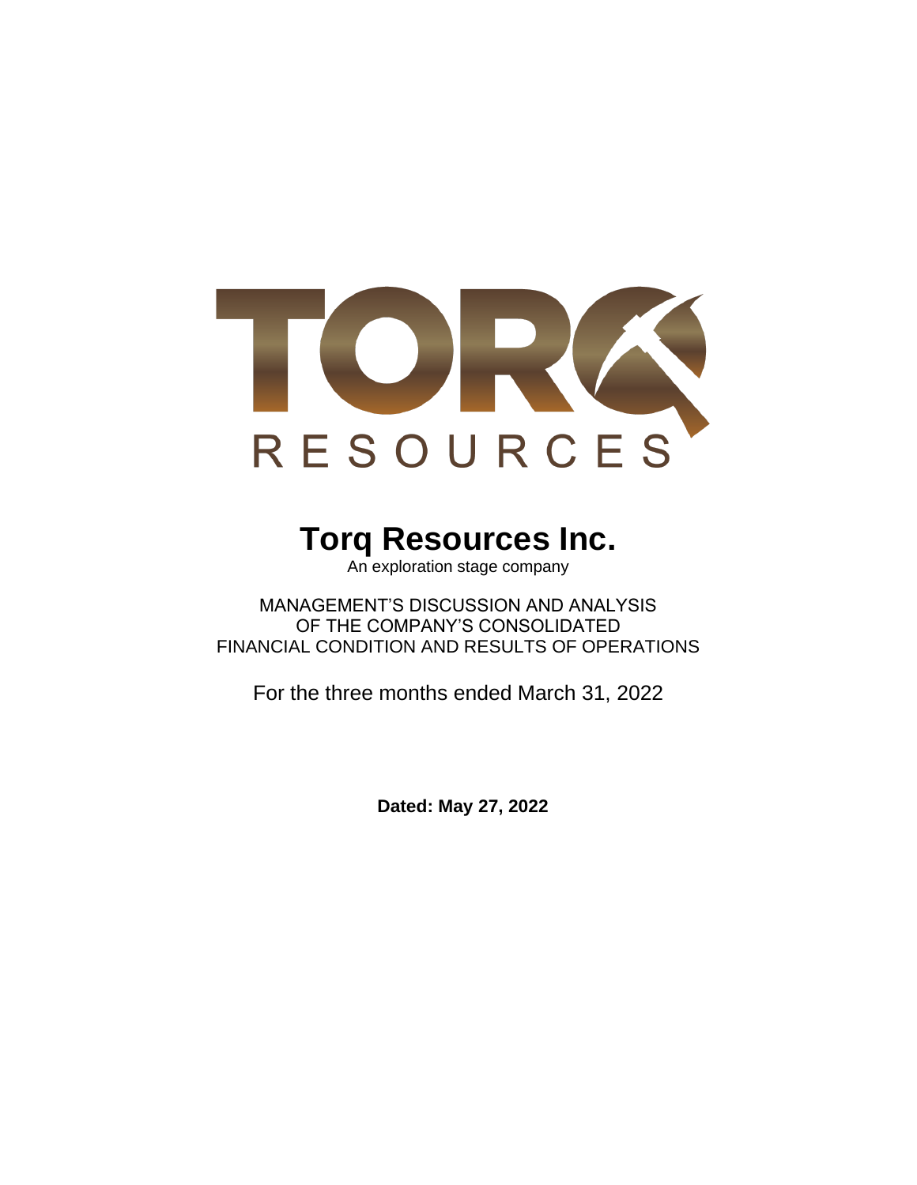TORQ

RESOURCES

# Torq Resources Inc.

An exploration stage company

MANAGEMENT'S DISCUSSION AND ANALYSIS
OF THE COMPANY'S CONSOLIDATED
FINANCIAL CONDITION AND RESULTS OF OPERATIONS

For the three months ended March 31, 2022

**Dated: May 27, 2022**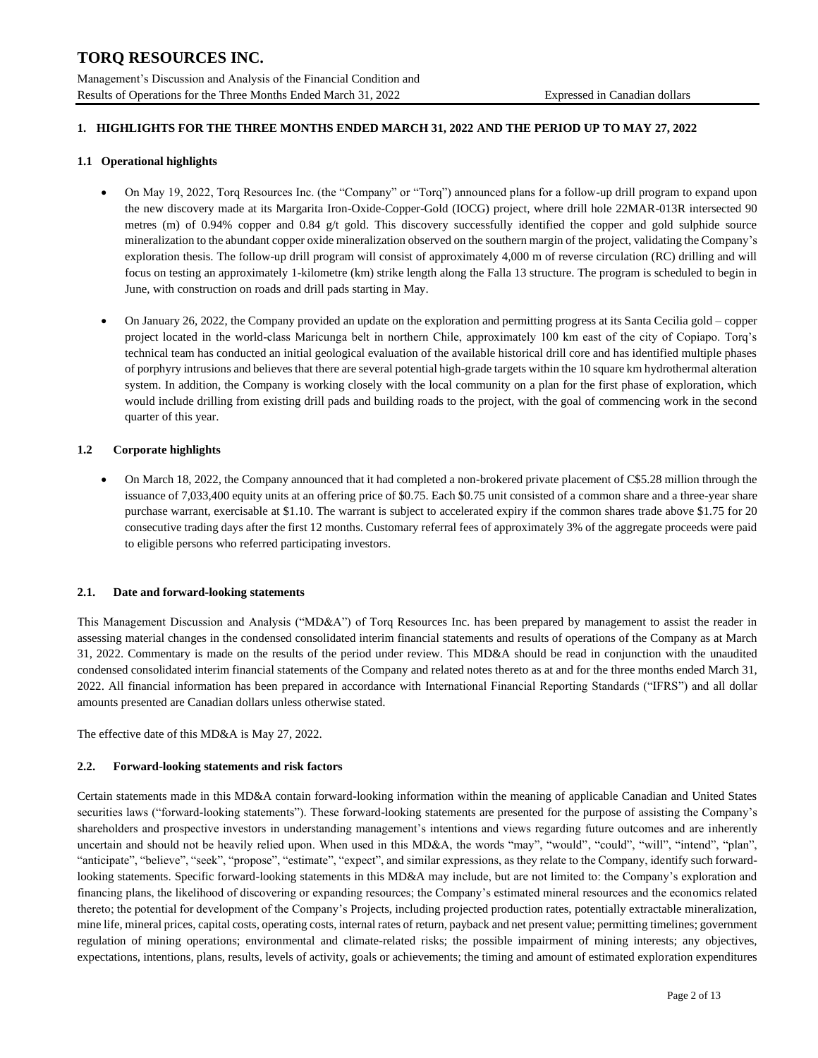## 1. HIGHLIGHTS FOR THE THREE MONTHS ENDED MARCH 31, 2022 AND THE PERIOD UP TO MAY 27, 2022

### 1.1 Operational highlights

- On May 19, 2022, Torq Resources Inc. (the "Company" or "Torq") announced plans for a follow-up drill program to expand upon the new discovery made at its Margarita Iron-Oxide-Copper-Gold (IOCG) project, where drill hole 22MAR-013R intersected 90 metres (m) of 0.94% copper and 0.84 g/t gold. This discovery successfully identified the copper and gold sulphide source mineralization to the abundant copper oxide mineralization observed on the southern margin of the project, validating the Company's exploration thesis. The follow-up drill program will consist of approximately 4,000 m of reverse circulation (RC) drilling and will focus on testing an approximately 1-kilometre (km) strike length along the Falla 13 structure. The program is scheduled to begin in June, with construction on roads and drill pads starting in May.

- On January 26, 2022, the Company provided an update on the exploration and permitting progress at its Santa Cecilia gold – copper project located in the world-class Maricunga belt in northern Chile, approximately 100 km east of the city of Copiapo. Torq's technical team has conducted an initial geological evaluation of the available historical drill core and has identified multiple phases of porphyry intrusions and believes that there are several potential high-grade targets within the 10 square km hydrothermal alteration system. In addition, the Company is working closely with the local community on a plan for the first phase of exploration, which would include drilling from existing drill pads and building roads to the project, with the goal of commencing work in the second quarter of this year.

### 1.2 Corporate highlights

- On March 18, 2022, the Company announced that it had completed a non-brokered private placement of C$5.28 million through the issuance of 7,033,400 equity units at an offering price of $0.75. Each $0.75 unit consisted of a common share and a three-year share purchase warrant, exercisable at $1.10. The warrant is subject to accelerated expiry if the common shares trade above $1.75 for 20 consecutive trading days after the first 12 months. Customary referral fees of approximately 3% of the aggregate proceeds were paid to eligible persons who referred participating investors.

### 2.1. Date and forward-looking statements

This Management Discussion and Analysis ("MD&A") of Torq Resources Inc. has been prepared by management to assist the reader in assessing material changes in the condensed consolidated interim financial statements and results of operations of the Company as at March 31, 2022. Commentary is made on the results of the period under review. This MD&A should be read in conjunction with the unaudited condensed consolidated interim financial statements of the Company and related notes thereto as at and for the three months ended March 31, 2022. All financial information has been prepared in accordance with International Financial Reporting Standards ("IFRS") and all dollar amounts presented are Canadian dollars unless otherwise stated.

The effective date of this MD&A is May 27, 2022.

### 2.2. Forward-looking statements and risk factors

Certain statements made in this MD&A contain forward-looking information within the meaning of applicable Canadian and United States securities laws ("forward-looking statements"). These forward-looking statements are presented for the purpose of assisting the Company's shareholders and prospective investors in understanding management's intentions and views regarding future outcomes and are inherently uncertain and should not be heavily relied upon. When used in this MD&A, the words "may", "would", "could", "will", "intend", "plan", "anticipate", "believe", "seek", "propose", "estimate", "expect", and similar expressions, as they relate to the Company, identify such forward-looking statements. Specific forward-looking statements in this MD&A may include, but are not limited to: the Company's exploration and financing plans, the likelihood of discovering or expanding resources; the Company's estimated mineral resources and the economics related thereto; the potential for development of the Company's Projects, including projected production rates, potentially extractable mineralization, mine life, mineral prices, capital costs, operating costs, internal rates of return, payback and net present value; permitting timelines; government regulation of mining operations; environmental and climate-related risks; the possible impairment of mining interests; any objectives, expectations, intentions, plans, results, levels of activity, goals or achievements; the timing and amount of estimated exploration expenditures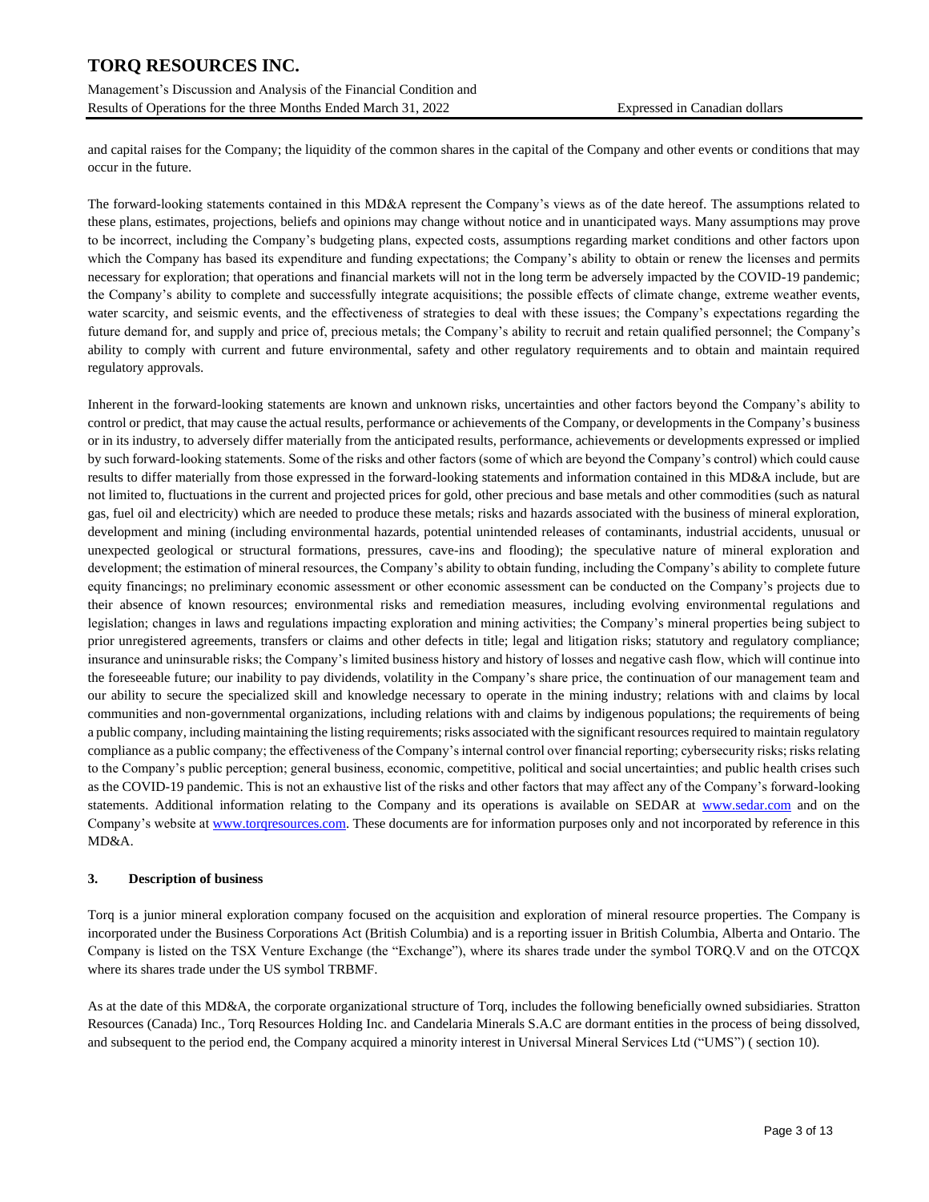and capital raises for the Company; the liquidity of the common shares in the capital of the Company and other events or conditions that may occur in the future.

The forward-looking statements contained in this MD&A represent the Company's views as of the date hereof. The assumptions related to these plans, estimates, projections, beliefs and opinions may change without notice and in unanticipated ways. Many assumptions may prove to be incorrect, including the Company's budgeting plans, expected costs, assumptions regarding market conditions and other factors upon which the Company has based its expenditure and funding expectations; the Company's ability to obtain or renew the licenses and permits necessary for exploration; that operations and financial markets will not in the long term be adversely impacted by the COVID-19 pandemic; the Company's ability to complete and successfully integrate acquisitions; the possible effects of climate change, extreme weather events, water scarcity, and seismic events, and the effectiveness of strategies to deal with these issues; the Company's expectations regarding the future demand for, and supply and price of, precious metals; the Company's ability to recruit and retain qualified personnel; the Company's ability to comply with current and future environmental, safety and other regulatory requirements and to obtain and maintain required regulatory approvals.

Inherent in the forward-looking statements are known and unknown risks, uncertainties and other factors beyond the Company's ability to control or predict, that may cause the actual results, performance or achievements of the Company, or developments in the Company's business or in its industry, to adversely differ materially from the anticipated results, performance, achievements or developments expressed or implied by such forward-looking statements. Some of the risks and other factors (some of which are beyond the Company's control) which could cause results to differ materially from those expressed in the forward-looking statements and information contained in this MD&A include, but are not limited to, fluctuations in the current and projected prices for gold, other precious and base metals and other commodities (such as natural gas, fuel oil and electricity) which are needed to produce these metals; risks and hazards associated with the business of mineral exploration, development and mining (including environmental hazards, potential unintended releases of contaminants, industrial accidents, unusual or unexpected geological or structural formations, pressures, cave-ins and flooding); the speculative nature of mineral exploration and development; the estimation of mineral resources, the Company's ability to obtain funding, including the Company's ability to complete future equity financings; no preliminary economic assessment or other economic assessment can be conducted on the Company's projects due to their absence of known resources; environmental risks and remediation measures, including evolving environmental regulations and legislation; changes in laws and regulations impacting exploration and mining activities; the Company's mineral properties being subject to prior unregistered agreements, transfers or claims and other defects in title; legal and litigation risks; statutory and regulatory compliance; insurance and uninsurable risks; the Company's limited business history and history of losses and negative cash flow, which will continue into the foreseeable future; our inability to pay dividends, volatility in the Company's share price, the continuation of our management team and our ability to secure the specialized skill and knowledge necessary to operate in the mining industry; relations with and claims by local communities and non-governmental organizations, including relations with and claims by indigenous populations; the requirements of being a public company, including maintaining the listing requirements; risks associated with the significant resources required to maintain regulatory compliance as a public company; the effectiveness of the Company's internal control over financial reporting; cybersecurity risks; risks relating to the Company's public perception; general business, economic, competitive, political and social uncertainties; and public health crises such as the COVID-19 pandemic. This is not an exhaustive list of the risks and other factors that may affect any of the Company's forward-looking statements. Additional information relating to the Company and its operations is available on SEDAR at www.sedar.com and on the Company's website at www.torqresources.com. These documents are for information purposes only and not incorporated by reference in this MD&A.

## 3. Description of business

Torq is a junior mineral exploration company focused on the acquisition and exploration of mineral resource properties. The Company is incorporated under the Business Corporations Act (British Columbia) and is a reporting issuer in British Columbia, Alberta and Ontario. The Company is listed on the TSX Venture Exchange (the "Exchange"), where its shares trade under the symbol TORQ.V and on the OTCQX where its shares trade under the US symbol TRBMF.

As at the date of this MD&A, the corporate organizational structure of Torq, includes the following beneficially owned subsidiaries. Stratton Resources (Canada) Inc., Torq Resources Holding Inc. and Candelaria Minerals S.A.C are dormant entities in the process of being dissolved, and subsequent to the period end, the Company acquired a minority interest in Universal Mineral Services Ltd ("UMS") ( section 10).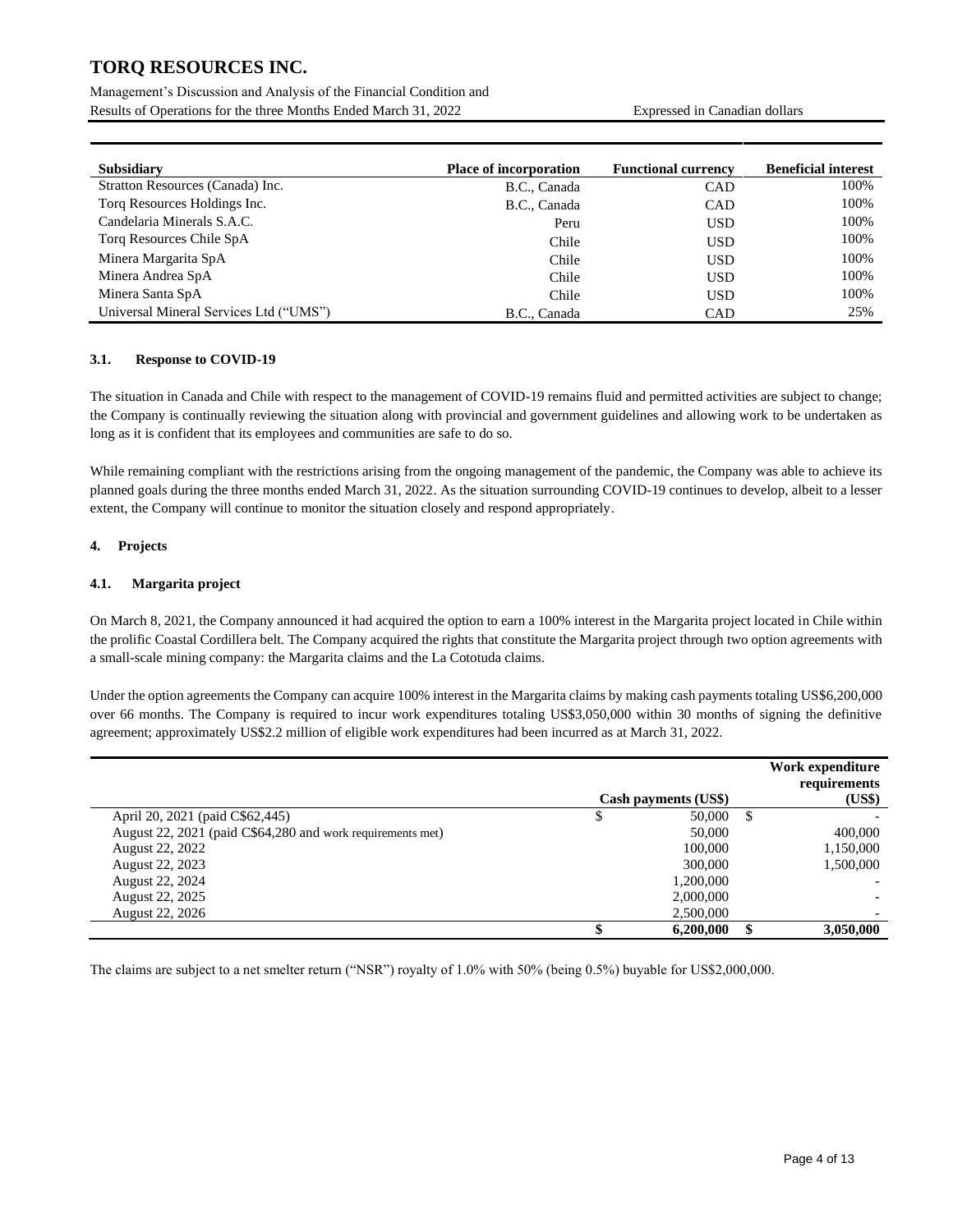| Subsidiary | Place of incorporation | Functional currency | Beneficial interest |
|---|---|---|---|
| Stratton Resources (Canada) Inc. | B.C., Canada | CAD | 100% |
| Torq Resources Holdings Inc. | B.C., Canada | CAD | 100% |
| Candelaria Minerals S.A.C. | Peru | USD | 100% |
| Torq Resources Chile SpA | Chile | USD | 100% |
| Minera Margarita SpA | Chile | USD | 100% |
| Minera Andrea SpA | Chile | USD | 100% |
| Minera Santa SpA | Chile | USD | 100% |
| Universal Mineral Services Ltd ("UMS") | B.C., Canada | CAD | 25% |

### 3.1. Response to COVID-19

The situation in Canada and Chile with respect to the management of COVID-19 remains fluid and permitted activities are subject to change; the Company is continually reviewing the situation along with provincial and government guidelines and allowing work to be undertaken as long as it is confident that its employees and communities are safe to do so.

While remaining compliant with the restrictions arising from the ongoing management of the pandemic, the Company was able to achieve its planned goals during the three months ended March 31, 2022. As the situation surrounding COVID-19 continues to develop, albeit to a lesser extent, the Company will continue to monitor the situation closely and respond appropriately.

## 4. Projects

### 4.1. Margarita project

On March 8, 2021, the Company announced it had acquired the option to earn a 100% interest in the Margarita project located in Chile within the prolific Coastal Cordillera belt. The Company acquired the rights that constitute the Margarita project through two option agreements with a small-scale mining company: the Margarita claims and the La Cototuda claims.

Under the option agreements the Company can acquire 100% interest in the Margarita claims by making cash payments totaling US$6,200,000 over 66 months. The Company is required to incur work expenditures totaling US$3,050,000 within 30 months of signing the definitive agreement; approximately US$2.2 million of eligible work expenditures had been incurred as at March 31, 2022.

| | Cash payments (US$) | Work expenditure requirements (US$) |
|---|---|---|
| April 20, 2021 (paid C$62,445) | $ 50,000 | $ - |
| August 22, 2021 (paid C$64,280 and work requirements met) | 50,000 | 400,000 |
| August 22, 2022 | 100,000 | 1,150,000 |
| August 22, 2023 | 300,000 | 1,500,000 |
| August 22, 2024 | 1,200,000 | - |
| August 22, 2025 | 2,000,000 | - |
| August 22, 2026 | 2,500,000 | - |
| | $ 6,200,000 | $ 3,050,000 |

The claims are subject to a net smelter return ("NSR") royalty of 1.0% with 50% (being 0.5%) buyable for US$2,000,000.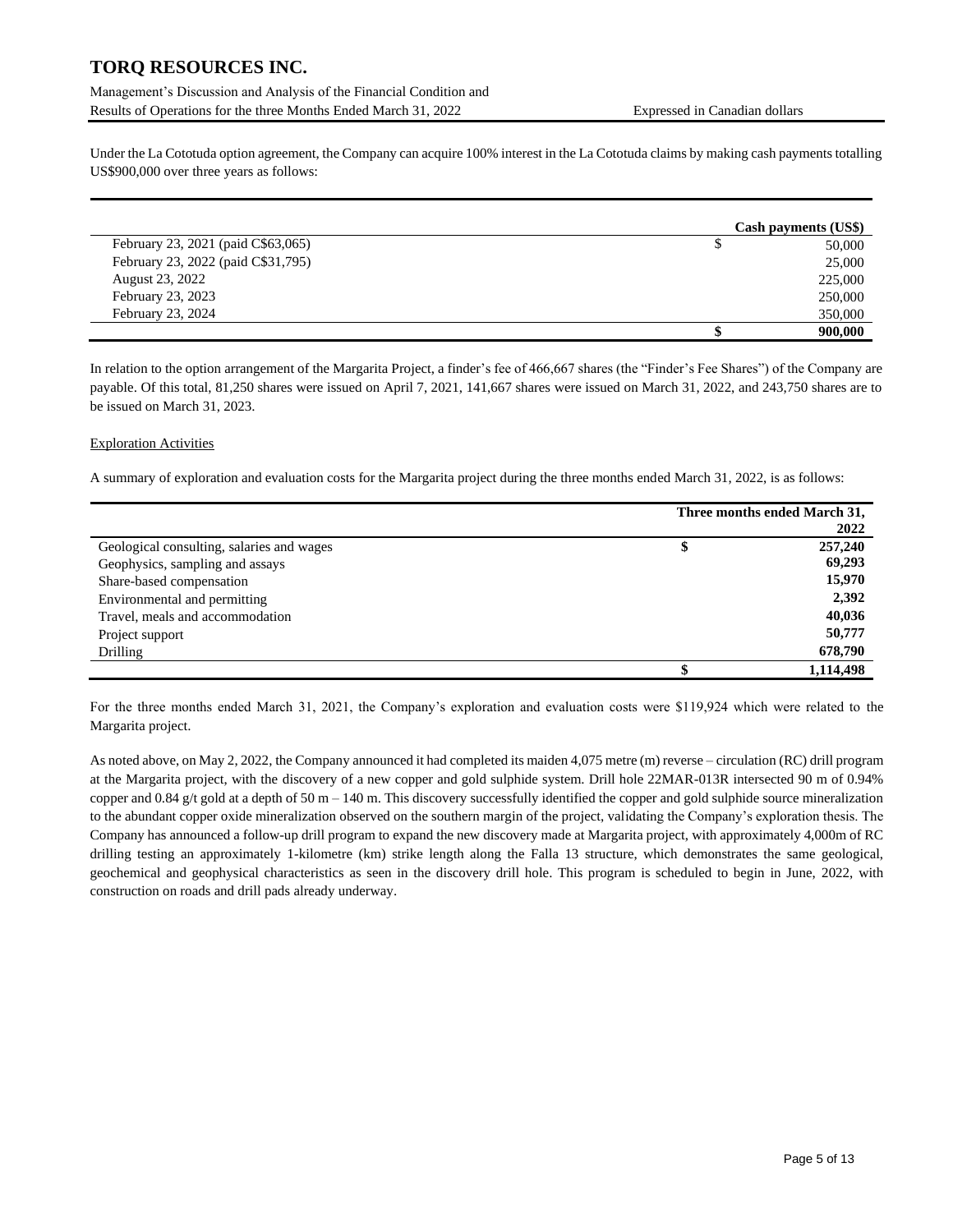Under the La Cototuda option agreement, the Company can acquire 100% interest in the La Cototuda claims by making cash payments totalling US$900,000 over three years as follows:

| | Cash payments (US$) |
|---|---|
| February 23, 2021 (paid C$63,065) | $ 50,000 |
| February 23, 2022 (paid C$31,795) | 25,000 |
| August 23, 2022 | 225,000 |
| February 23, 2023 | 250,000 |
| February 23, 2024 | 350,000 |
| | **$ 900,000** |

In relation to the option arrangement of the Margarita Project, a finder's fee of 466,667 shares (the "Finder's Fee Shares") of the Company are payable. Of this total, 81,250 shares were issued on April 7, 2021, 141,667 shares were issued on March 31, 2022, and 243,750 shares are to be issued on March 31, 2023.

Exploration Activities

A summary of exploration and evaluation costs for the Margarita project during the three months ended March 31, 2022, is as follows:

| | Three months ended March 31, 2022 |
|---|---|
| Geological consulting, salaries and wages | **$ 257,240** |
| Geophysics, sampling and assays | **69,293** |
| Share-based compensation | **15,970** |
| Environmental and permitting | **2,392** |
| Travel, meals and accommodation | **40,036** |
| Project support | **50,777** |
| Drilling | **678,790** |
| | **$ 1,114,498** |

For the three months ended March 31, 2021, the Company's exploration and evaluation costs were $119,924 which were related to the Margarita project.

As noted above, on May 2, 2022, the Company announced it had completed its maiden 4,075 metre (m) reverse – circulation (RC) drill program at the Margarita project, with the discovery of a new copper and gold sulphide system. Drill hole 22MAR-013R intersected 90 m of 0.94% copper and 0.84 g/t gold at a depth of 50 m – 140 m. This discovery successfully identified the copper and gold sulphide source mineralization to the abundant copper oxide mineralization observed on the southern margin of the project, validating the Company's exploration thesis. The Company has announced a follow-up drill program to expand the new discovery made at Margarita project, with approximately 4,000m of RC drilling testing an approximately 1-kilometre (km) strike length along the Falla 13 structure, which demonstrates the same geological, geochemical and geophysical characteristics as seen in the discovery drill hole. This program is scheduled to begin in June, 2022, with construction on roads and drill pads already underway.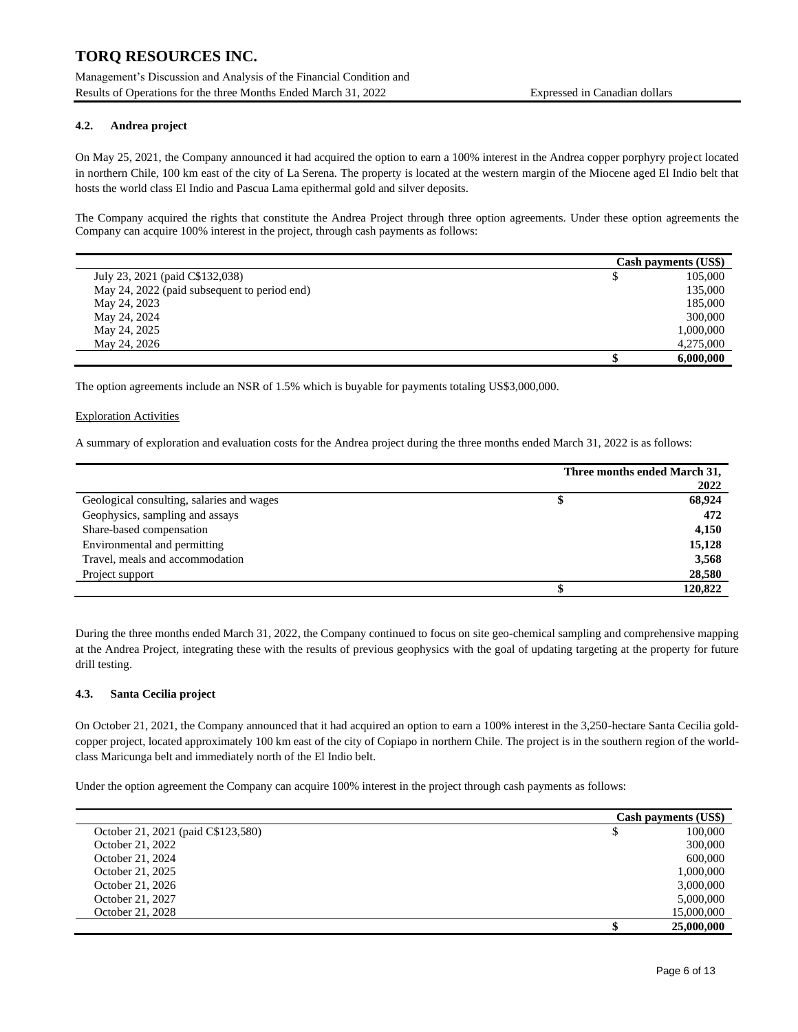### 4.2. Andrea project

On May 25, 2021, the Company announced it had acquired the option to earn a 100% interest in the Andrea copper porphyry project located in northern Chile, 100 km east of the city of La Serena. The property is located at the western margin of the Miocene aged El Indio belt that hosts the world class El Indio and Pascua Lama epithermal gold and silver deposits.

The Company acquired the rights that constitute the Andrea Project through three option agreements. Under these option agreements the Company can acquire 100% interest in the project, through cash payments as follows:

| | | Cash payments (US$) |
|---|---|---|
| July 23, 2021 (paid C$132,038) | $ | 105,000 |
| May 24, 2022 (paid subsequent to period end) | | 135,000 |
| May 24, 2023 | | 185,000 |
| May 24, 2024 | | 300,000 |
| May 24, 2025 | | 1,000,000 |
| May 24, 2026 | | 4,275,000 |
| | **$** | **6,000,000** |

The option agreements include an NSR of 1.5% which is buyable for payments totaling US$3,000,000.

Exploration Activities

A summary of exploration and evaluation costs for the Andrea project during the three months ended March 31, 2022 is as follows:

| | | Three months ended March 31, 2022 |
|---|---|---|
| Geological consulting, salaries and wages | $ | **68,924** |
| Geophysics, sampling and assays | | **472** |
| Share-based compensation | | **4,150** |
| Environmental and permitting | | **15,128** |
| Travel, meals and accommodation | | **3,568** |
| Project support | | **28,580** |
| | **$** | **120,822** |

During the three months ended March 31, 2022, the Company continued to focus on site geo-chemical sampling and comprehensive mapping at the Andrea Project, integrating these with the results of previous geophysics with the goal of updating targeting at the property for future drill testing.

### 4.3. Santa Cecilia project

On October 21, 2021, the Company announced that it had acquired an option to earn a 100% interest in the 3,250-hectare Santa Cecilia gold-copper project, located approximately 100 km east of the city of Copiapo in northern Chile. The project is in the southern region of the world-class Maricunga belt and immediately north of the El Indio belt.

Under the option agreement the Company can acquire 100% interest in the project through cash payments as follows:

| | | Cash payments (US$) |
|---|---|---|
| October 21, 2021 (paid C$123,580) | $ | 100,000 |
| October 21, 2022 | | 300,000 |
| October 21, 2024 | | 600,000 |
| October 21, 2025 | | 1,000,000 |
| October 21, 2026 | | 3,000,000 |
| October 21, 2027 | | 5,000,000 |
| October 21, 2028 | | 15,000,000 |
| | **$** | **25,000,000** |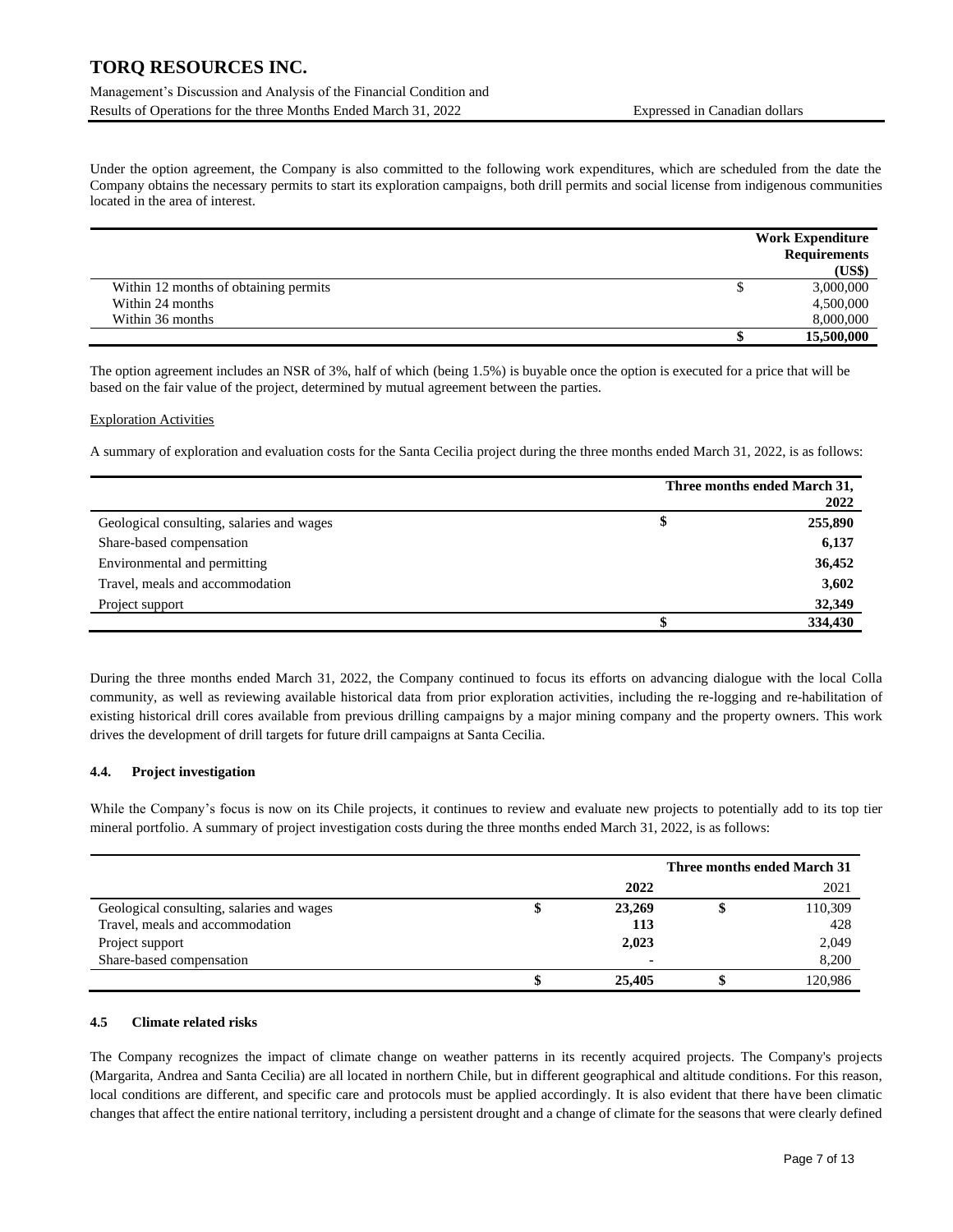Under the option agreement, the Company is also committed to the following work expenditures, which are scheduled from the date the Company obtains the necessary permits to start its exploration campaigns, both drill permits and social license from indigenous communities located in the area of interest.

| | Work Expenditure Requirements (US$) |
|---|---|
| Within 12 months of obtaining permits | $ 3,000,000 |
| Within 24 months | 4,500,000 |
| Within 36 months | 8,000,000 |
| | **$ 15,500,000** |

The option agreement includes an NSR of 3%, half of which (being 1.5%) is buyable once the option is executed for a price that will be based on the fair value of the project, determined by mutual agreement between the parties.

Exploration Activities

A summary of exploration and evaluation costs for the Santa Cecilia project during the three months ended March 31, 2022, is as follows:

| | Three months ended March 31, 2022 |
|---|---|
| Geological consulting, salaries and wages | **$ 255,890** |
| Share-based compensation | **6,137** |
| Environmental and permitting | **36,452** |
| Travel, meals and accommodation | **3,602** |
| Project support | **32,349** |
| | **$ 334,430** |

During the three months ended March 31, 2022, the Company continued to focus its efforts on advancing dialogue with the local Colla community, as well as reviewing available historical data from prior exploration activities, including the re-logging and re-habilitation of existing historical drill cores available from previous drilling campaigns by a major mining company and the property owners. This work drives the development of drill targets for future drill campaigns at Santa Cecilia.

### 4.4. Project investigation

While the Company's focus is now on its Chile projects, it continues to review and evaluate new projects to potentially add to its top tier mineral portfolio. A summary of project investigation costs during the three months ended March 31, 2022, is as follows:

| | Three months ended March 31 | |
|---|---|---|
| | **2022** | 2021 |
| Geological consulting, salaries and wages | **$ 23,269** | $ 110,309 |
| Travel, meals and accommodation | **113** | 428 |
| Project support | **2,023** | 2,049 |
| Share-based compensation | **-** | 8,200 |
| | **$ 25,405** | $ 120,986 |

### 4.5 Climate related risks

The Company recognizes the impact of climate change on weather patterns in its recently acquired projects. The Company's projects (Margarita, Andrea and Santa Cecilia) are all located in northern Chile, but in different geographical and altitude conditions. For this reason, local conditions are different, and specific care and protocols must be applied accordingly. It is also evident that there have been climatic changes that affect the entire national territory, including a persistent drought and a change of climate for the seasons that were clearly defined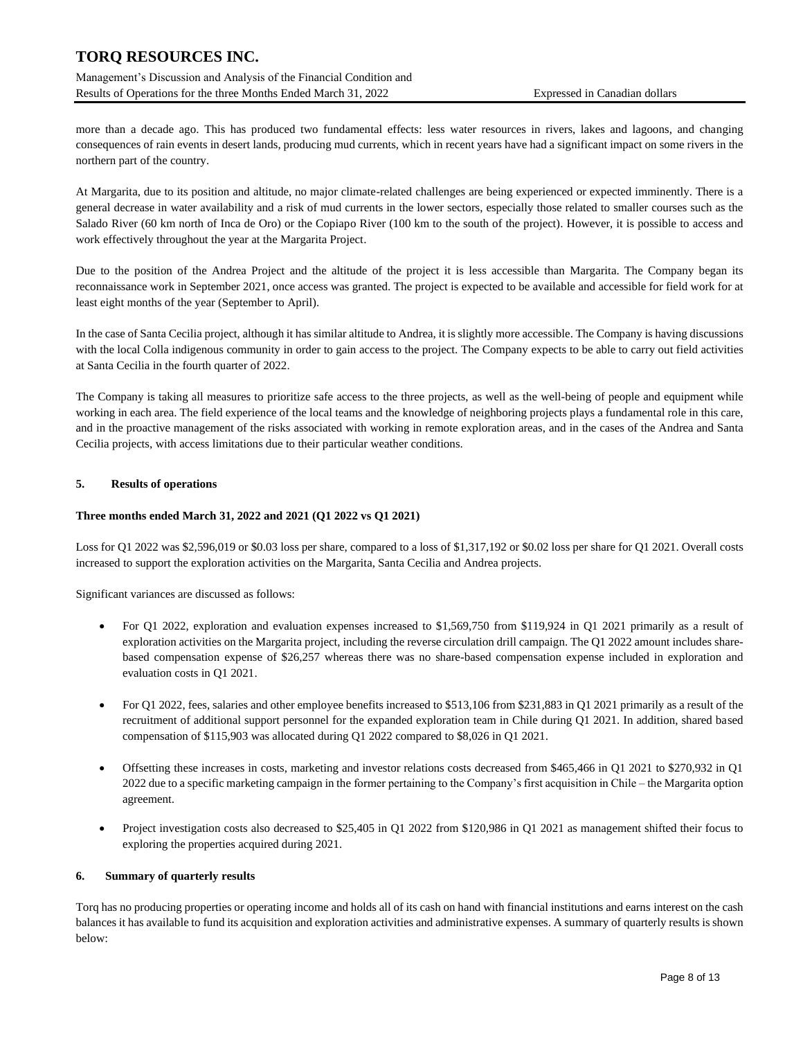more than a decade ago. This has produced two fundamental effects: less water resources in rivers, lakes and lagoons, and changing consequences of rain events in desert lands, producing mud currents, which in recent years have had a significant impact on some rivers in the northern part of the country.

At Margarita, due to its position and altitude, no major climate-related challenges are being experienced or expected imminently. There is a general decrease in water availability and a risk of mud currents in the lower sectors, especially those related to smaller courses such as the Salado River (60 km north of Inca de Oro) or the Copiapo River (100 km to the south of the project). However, it is possible to access and work effectively throughout the year at the Margarita Project.

Due to the position of the Andrea Project and the altitude of the project it is less accessible than Margarita. The Company began its reconnaissance work in September 2021, once access was granted. The project is expected to be available and accessible for field work for at least eight months of the year (September to April).

In the case of Santa Cecilia project, although it has similar altitude to Andrea, it is slightly more accessible. The Company is having discussions with the local Colla indigenous community in order to gain access to the project. The Company expects to be able to carry out field activities at Santa Cecilia in the fourth quarter of 2022.

The Company is taking all measures to prioritize safe access to the three projects, as well as the well-being of people and equipment while working in each area. The field experience of the local teams and the knowledge of neighboring projects plays a fundamental role in this care, and in the proactive management of the risks associated with working in remote exploration areas, and in the cases of the Andrea and Santa Cecilia projects, with access limitations due to their particular weather conditions.

## 5. Results of operations

### Three months ended March 31, 2022 and 2021 (Q1 2022 vs Q1 2021)

Loss for Q1 2022 was $2,596,019 or $0.03 loss per share, compared to a loss of $1,317,192 or $0.02 loss per share for Q1 2021. Overall costs increased to support the exploration activities on the Margarita, Santa Cecilia and Andrea projects.

Significant variances are discussed as follows:

- For Q1 2022, exploration and evaluation expenses increased to $1,569,750 from $119,924 in Q1 2021 primarily as a result of exploration activities on the Margarita project, including the reverse circulation drill campaign. The Q1 2022 amount includes share-based compensation expense of $26,257 whereas there was no share-based compensation expense included in exploration and evaluation costs in Q1 2021.

- For Q1 2022, fees, salaries and other employee benefits increased to $513,106 from $231,883 in Q1 2021 primarily as a result of the recruitment of additional support personnel for the expanded exploration team in Chile during Q1 2021. In addition, shared based compensation of $115,903 was allocated during Q1 2022 compared to $8,026 in Q1 2021.

- Offsetting these increases in costs, marketing and investor relations costs decreased from $465,466 in Q1 2021 to $270,932 in Q1 2022 due to a specific marketing campaign in the former pertaining to the Company's first acquisition in Chile – the Margarita option agreement.

- Project investigation costs also decreased to $25,405 in Q1 2022 from $120,986 in Q1 2021 as management shifted their focus to exploring the properties acquired during 2021.

## 6. Summary of quarterly results

Torq has no producing properties or operating income and holds all of its cash on hand with financial institutions and earns interest on the cash balances it has available to fund its acquisition and exploration activities and administrative expenses. A summary of quarterly results is shown below: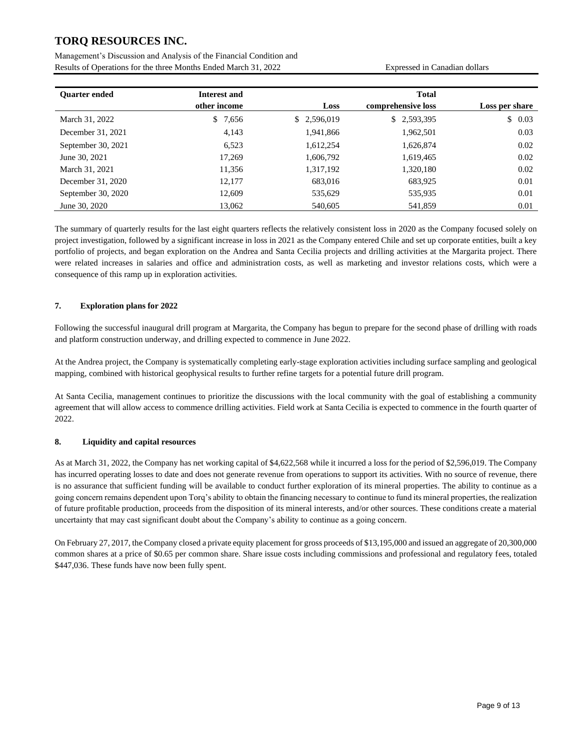| Quarter ended | Interest and other income | Loss | Total comprehensive loss | Loss per share |
|---|---|---|---|---|
| March 31, 2022 | $ 7,656 | $ 2,596,019 | $ 2,593,395 | $ 0.03 |
| December 31, 2021 | 4,143 | 1,941,866 | 1,962,501 | 0.03 |
| September 30, 2021 | 6,523 | 1,612,254 | 1,626,874 | 0.02 |
| June 30, 2021 | 17,269 | 1,606,792 | 1,619,465 | 0.02 |
| March 31, 2021 | 11,356 | 1,317,192 | 1,320,180 | 0.02 |
| December 31, 2020 | 12,177 | 683,016 | 683,925 | 0.01 |
| September 30, 2020 | 12,609 | 535,629 | 535,935 | 0.01 |
| June 30, 2020 | 13,062 | 540,605 | 541,859 | 0.01 |

The summary of quarterly results for the last eight quarters reflects the relatively consistent loss in 2020 as the Company focused solely on project investigation, followed by a significant increase in loss in 2021 as the Company entered Chile and set up corporate entities, built a key portfolio of projects, and began exploration on the Andrea and Santa Cecilia projects and drilling activities at the Margarita project. There were related increases in salaries and office and administration costs, as well as marketing and investor relations costs, which were a consequence of this ramp up in exploration activities.

## 7. Exploration plans for 2022

Following the successful inaugural drill program at Margarita, the Company has begun to prepare for the second phase of drilling with roads and platform construction underway, and drilling expected to commence in June 2022.

At the Andrea project, the Company is systematically completing early-stage exploration activities including surface sampling and geological mapping, combined with historical geophysical results to further refine targets for a potential future drill program.

At Santa Cecilia, management continues to prioritize the discussions with the local community with the goal of establishing a community agreement that will allow access to commence drilling activities. Field work at Santa Cecilia is expected to commence in the fourth quarter of 2022.

## 8. Liquidity and capital resources

As at March 31, 2022, the Company has net working capital of $4,622,568 while it incurred a loss for the period of $2,596,019. The Company has incurred operating losses to date and does not generate revenue from operations to support its activities. With no source of revenue, there is no assurance that sufficient funding will be available to conduct further exploration of its mineral properties. The ability to continue as a going concern remains dependent upon Torq's ability to obtain the financing necessary to continue to fund its mineral properties, the realization of future profitable production, proceeds from the disposition of its mineral interests, and/or other sources. These conditions create a material uncertainty that may cast significant doubt about the Company's ability to continue as a going concern.

On February 27, 2017, the Company closed a private equity placement for gross proceeds of $13,195,000 and issued an aggregate of 20,300,000 common shares at a price of $0.65 per common share. Share issue costs including commissions and professional and regulatory fees, totaled $447,036. These funds have now been fully spent.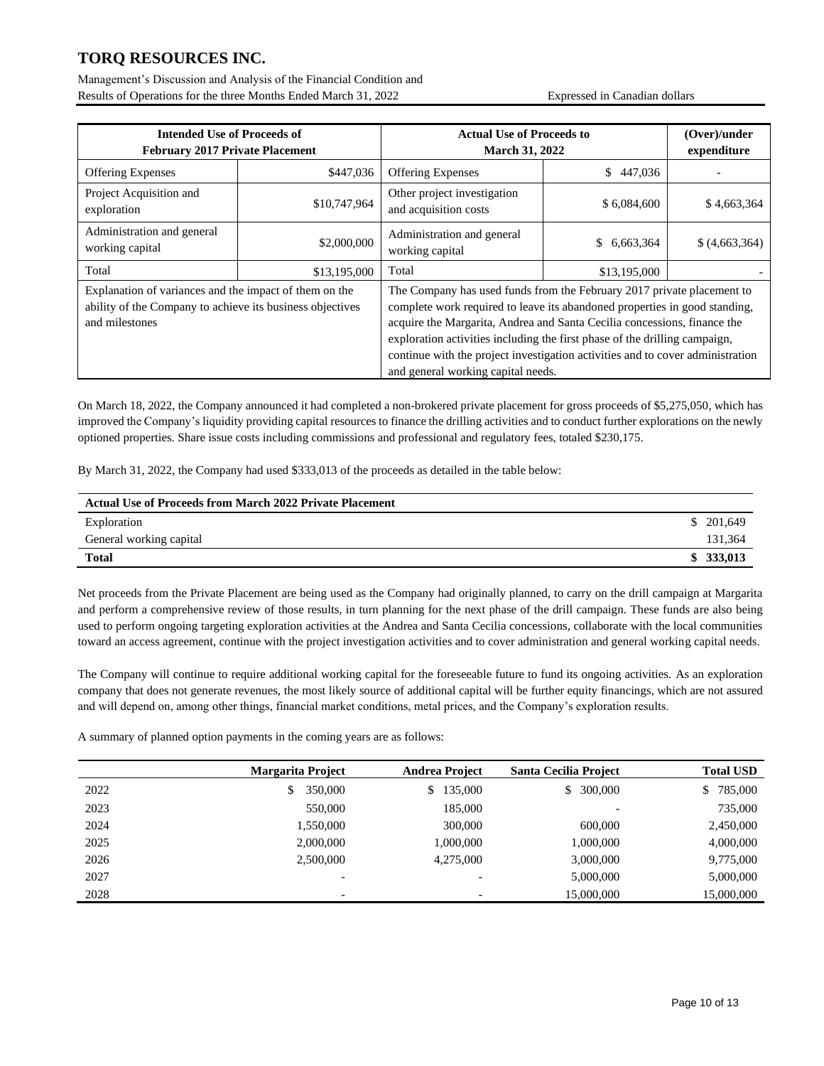| Intended Use of Proceeds of February 2017 Private Placement | | Actual Use of Proceeds to March 31, 2022 | | (Over)/under expenditure |
|---|---|---|---|---|
| Offering Expenses | $447,036 | Offering Expenses | $ 447,036 | - |
| Project Acquisition and exploration | $10,747,964 | Other project investigation and acquisition costs | $ 6,084,600 | $ 4,663,364 |
| Administration and general working capital | $2,000,000 | Administration and general working capital | $ 6,663,364 | $ (4,663,364) |
| Total | $13,195,000 | Total | $13,195,000 | - |
| Explanation of variances and the impact of them on the ability of the Company to achieve its business objectives and milestones | | The Company has used funds from the February 2017 private placement to complete work required to leave its abandoned properties in good standing, acquire the Margarita, Andrea and Santa Cecilia concessions, finance the exploration activities including the first phase of the drilling campaign, continue with the project investigation activities and to cover administration and general working capital needs. | | |

On March 18, 2022, the Company announced it had completed a non-brokered private placement for gross proceeds of $5,275,050, which has improved the Company's liquidity providing capital resources to finance the drilling activities and to conduct further explorations on the newly optioned properties. Share issue costs including commissions and professional and regulatory fees, totaled $230,175.

By March 31, 2022, the Company had used $333,013 of the proceeds as detailed in the table below:

| Actual Use of Proceeds from March 2022 Private Placement | |
|---|---|
| Exploration | $ 201,649 |
| General working capital | 131,364 |
| **Total** | **$ 333,013** |

Net proceeds from the Private Placement are being used as the Company had originally planned, to carry on the drill campaign at Margarita and perform a comprehensive review of those results, in turn planning for the next phase of the drill campaign. These funds are also being used to perform ongoing targeting exploration activities at the Andrea and Santa Cecilia concessions, collaborate with the local communities toward an access agreement, continue with the project investigation activities and to cover administration and general working capital needs.

The Company will continue to require additional working capital for the foreseeable future to fund its ongoing activities. As an exploration company that does not generate revenues, the most likely source of additional capital will be further equity financings, which are not assured and will depend on, among other things, financial market conditions, metal prices, and the Company's exploration results.

A summary of planned option payments in the coming years are as follows:

| | Margarita Project | Andrea Project | Santa Cecilia Project | Total USD |
|---|---|---|---|---|
| 2022 | $ 350,000 | $ 135,000 | $ 300,000 | $ 785,000 |
| 2023 | 550,000 | 185,000 | - | 735,000 |
| 2024 | 1,550,000 | 300,000 | 600,000 | 2,450,000 |
| 2025 | 2,000,000 | 1,000,000 | 1,000,000 | 4,000,000 |
| 2026 | 2,500,000 | 4,275,000 | 3,000,000 | 9,775,000 |
| 2027 | - | - | 5,000,000 | 5,000,000 |
| 2028 | - | - | 15,000,000 | 15,000,000 |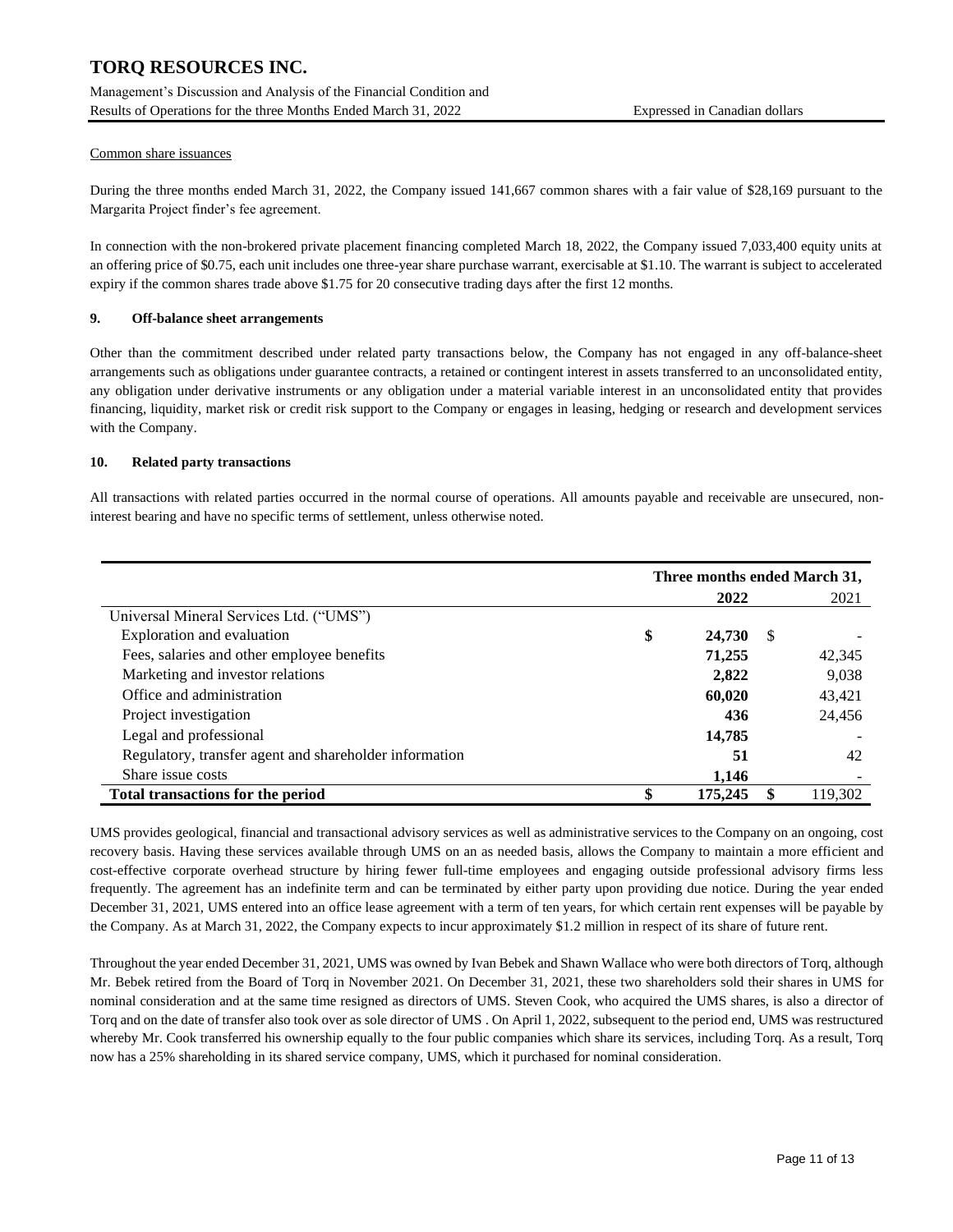Common share issuances

During the three months ended March 31, 2022, the Company issued 141,667 common shares with a fair value of $28,169 pursuant to the Margarita Project finder's fee agreement.

In connection with the non-brokered private placement financing completed March 18, 2022, the Company issued 7,033,400 equity units at an offering price of $0.75, each unit includes one three-year share purchase warrant, exercisable at $1.10. The warrant is subject to accelerated expiry if the common shares trade above $1.75 for 20 consecutive trading days after the first 12 months.

## 9. Off-balance sheet arrangements

Other than the commitment described under related party transactions below, the Company has not engaged in any off-balance-sheet arrangements such as obligations under guarantee contracts, a retained or contingent interest in assets transferred to an unconsolidated entity, any obligation under derivative instruments or any obligation under a material variable interest in an unconsolidated entity that provides financing, liquidity, market risk or credit risk support to the Company or engages in leasing, hedging or research and development services with the Company.

## 10. Related party transactions

All transactions with related parties occurred in the normal course of operations. All amounts payable and receivable are unsecured, non-interest bearing and have no specific terms of settlement, unless otherwise noted.

| | Three months ended March 31, | |
|---|---|---|
| | **2022** | 2021 |
| Universal Mineral Services Ltd. ("UMS") | | |
| Exploration and evaluation | **$ 24,730** | $ - |
| Fees, salaries and other employee benefits | **71,255** | 42,345 |
| Marketing and investor relations | **2,822** | 9,038 |
| Office and administration | **60,020** | 43,421 |
| Project investigation | **436** | 24,456 |
| Legal and professional | **14,785** | - |
| Regulatory, transfer agent and shareholder information | **51** | 42 |
| Share issue costs | **1,146** | - |
| **Total transactions for the period** | **$ 175,245** | **$** 119,302 |

UMS provides geological, financial and transactional advisory services as well as administrative services to the Company on an ongoing, cost recovery basis. Having these services available through UMS on an as needed basis, allows the Company to maintain a more efficient and cost-effective corporate overhead structure by hiring fewer full-time employees and engaging outside professional advisory firms less frequently. The agreement has an indefinite term and can be terminated by either party upon providing due notice. During the year ended December 31, 2021, UMS entered into an office lease agreement with a term of ten years, for which certain rent expenses will be payable by the Company. As at March 31, 2022, the Company expects to incur approximately $1.2 million in respect of its share of future rent.

Throughout the year ended December 31, 2021, UMS was owned by Ivan Bebek and Shawn Wallace who were both directors of Torq, although Mr. Bebek retired from the Board of Torq in November 2021. On December 31, 2021, these two shareholders sold their shares in UMS for nominal consideration and at the same time resigned as directors of UMS. Steven Cook, who acquired the UMS shares, is also a director of Torq and on the date of transfer also took over as sole director of UMS . On April 1, 2022, subsequent to the period end, UMS was restructured whereby Mr. Cook transferred his ownership equally to the four public companies which share its services, including Torq. As a result, Torq now has a 25% shareholding in its shared service company, UMS, which it purchased for nominal consideration.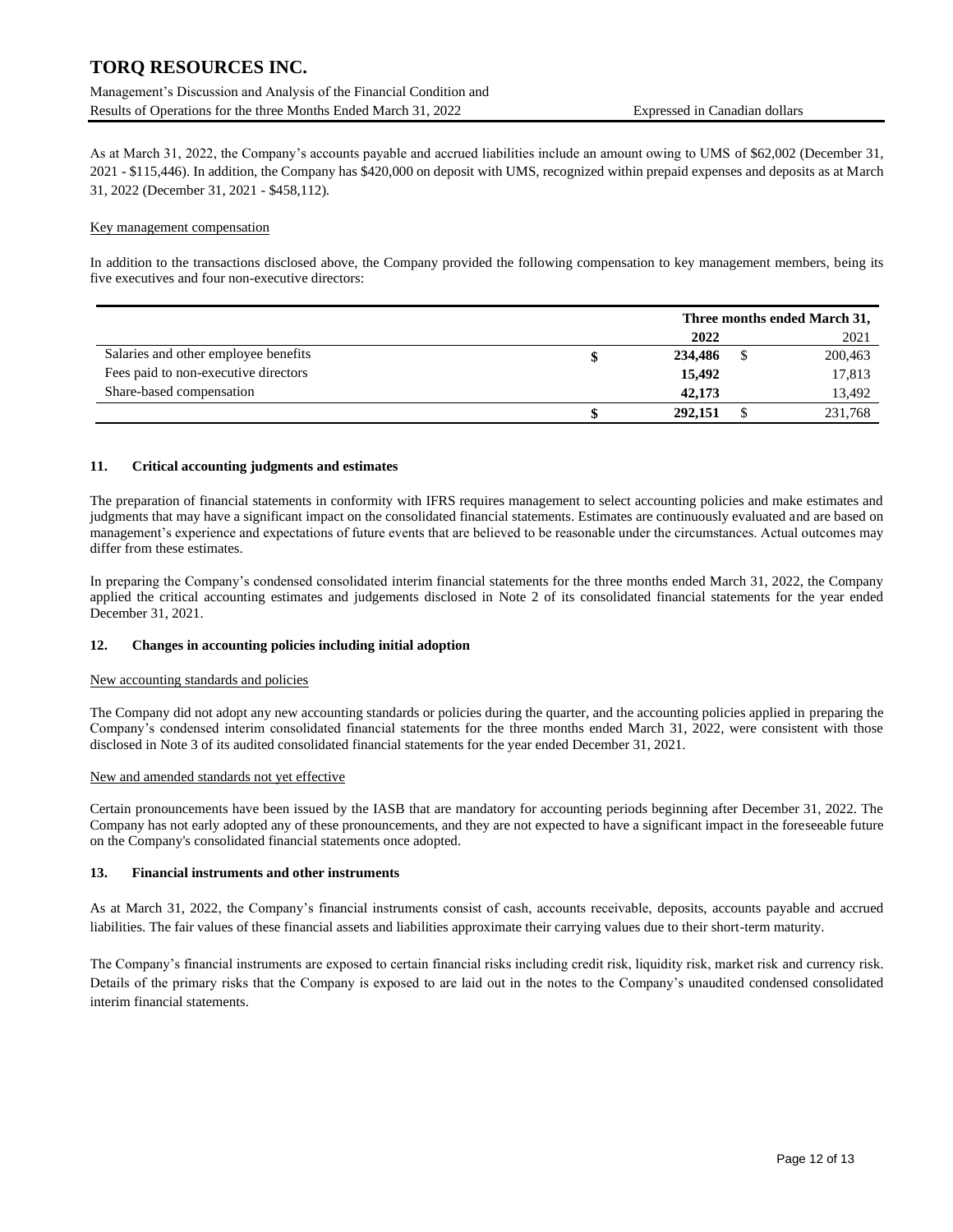As at March 31, 2022, the Company's accounts payable and accrued liabilities include an amount owing to UMS of $62,002 (December 31, 2021 - $115,446). In addition, the Company has $420,000 on deposit with UMS, recognized within prepaid expenses and deposits as at March 31, 2022 (December 31, 2021 - $458,112).

Key management compensation

In addition to the transactions disclosed above, the Company provided the following compensation to key management members, being its five executives and four non-executive directors:

| | Three months ended March 31, | |
|---|---|---|
| | **2022** | 2021 |
| Salaries and other employee benefits | **$ 234,486** | $ 200,463 |
| Fees paid to non-executive directors | **15,492** | 17,813 |
| Share-based compensation | **42,173** | 13,492 |
| | **$ 292,151** | $ 231,768 |

## 11. Critical accounting judgments and estimates

The preparation of financial statements in conformity with IFRS requires management to select accounting policies and make estimates and judgments that may have a significant impact on the consolidated financial statements. Estimates are continuously evaluated and are based on management's experience and expectations of future events that are believed to be reasonable under the circumstances. Actual outcomes may differ from these estimates.

In preparing the Company's condensed consolidated interim financial statements for the three months ended March 31, 2022, the Company applied the critical accounting estimates and judgements disclosed in Note 2 of its consolidated financial statements for the year ended December 31, 2021.

## 12. Changes in accounting policies including initial adoption

New accounting standards and policies

The Company did not adopt any new accounting standards or policies during the quarter, and the accounting policies applied in preparing the Company's condensed interim consolidated financial statements for the three months ended March 31, 2022, were consistent with those disclosed in Note 3 of its audited consolidated financial statements for the year ended December 31, 2021.

New and amended standards not yet effective

Certain pronouncements have been issued by the IASB that are mandatory for accounting periods beginning after December 31, 2022. The Company has not early adopted any of these pronouncements, and they are not expected to have a significant impact in the foreseeable future on the Company's consolidated financial statements once adopted.

## 13. Financial instruments and other instruments

As at March 31, 2022, the Company's financial instruments consist of cash, accounts receivable, deposits, accounts payable and accrued liabilities. The fair values of these financial assets and liabilities approximate their carrying values due to their short-term maturity.

The Company's financial instruments are exposed to certain financial risks including credit risk, liquidity risk, market risk and currency risk. Details of the primary risks that the Company is exposed to are laid out in the notes to the Company's unaudited condensed consolidated interim financial statements.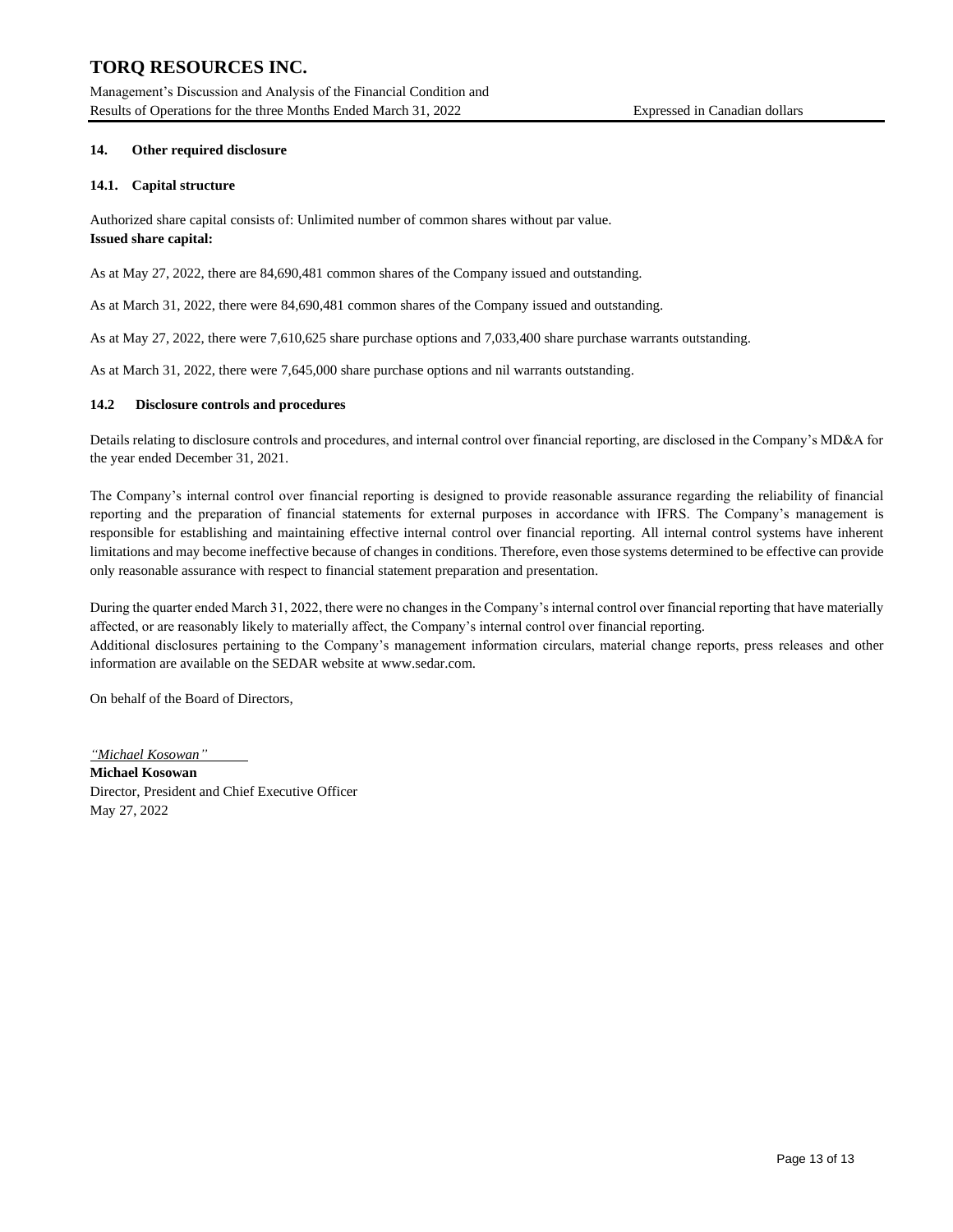## 14. Other required disclosure

### 14.1. Capital structure

Authorized share capital consists of: Unlimited number of common shares without par value.
**Issued share capital:**

As at May 27, 2022, there are 84,690,481 common shares of the Company issued and outstanding.

As at March 31, 2022, there were 84,690,481 common shares of the Company issued and outstanding.

As at May 27, 2022, there were 7,610,625 share purchase options and 7,033,400 share purchase warrants outstanding.

As at March 31, 2022, there were 7,645,000 share purchase options and nil warrants outstanding.

### 14.2 Disclosure controls and procedures

Details relating to disclosure controls and procedures, and internal control over financial reporting, are disclosed in the Company's MD&A for the year ended December 31, 2021.

The Company's internal control over financial reporting is designed to provide reasonable assurance regarding the reliability of financial reporting and the preparation of financial statements for external purposes in accordance with IFRS. The Company's management is responsible for establishing and maintaining effective internal control over financial reporting. All internal control systems have inherent limitations and may become ineffective because of changes in conditions. Therefore, even those systems determined to be effective can provide only reasonable assurance with respect to financial statement preparation and presentation.

During the quarter ended March 31, 2022, there were no changes in the Company's internal control over financial reporting that have materially affected, or are reasonably likely to materially affect, the Company's internal control over financial reporting.
Additional disclosures pertaining to the Company's management information circulars, material change reports, press releases and other information are available on the SEDAR website at www.sedar.com.

On behalf of the Board of Directors,

*"Michael Kosowan"*
**Michael Kosowan**
Director, President and Chief Executive Officer
May 27, 2022